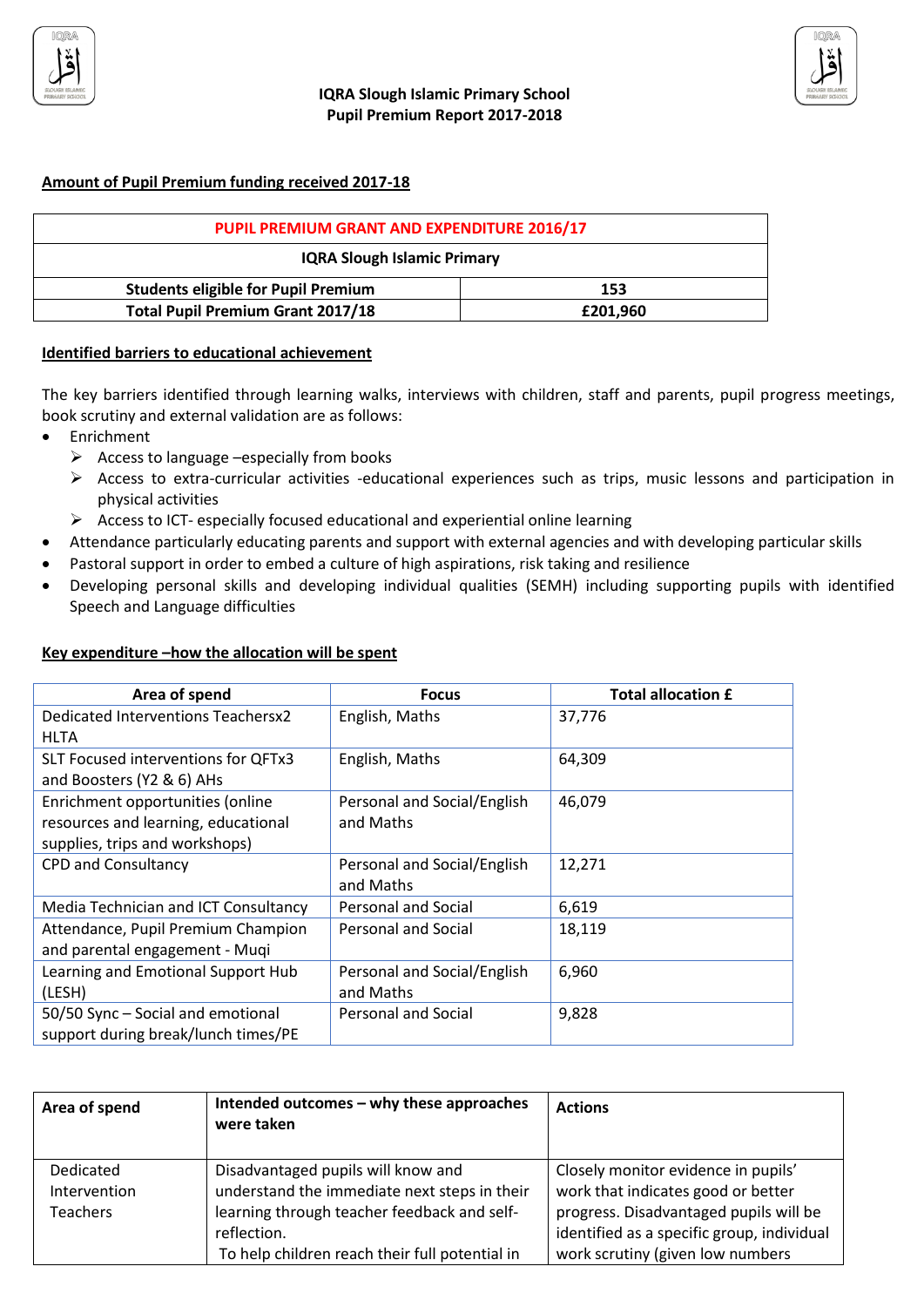# IQRA Slough Islamic Primary School
## Pupil Premium Report 2017-2018

**Amount of Pupil Premium funding received 2017-18**

| PUPIL PREMIUM GRANT AND EXPENDITURE 2016/17 | |
|---|---|
| **IQRA Slough Islamic Primary** | |
| **Students eligible for Pupil Premium** | **153** |
| **Total Pupil Premium Grant 2017/18** | **£201,960** |

**Identified barriers to educational achievement**

The key barriers identified through learning walks, interviews with children, staff and parents, pupil progress meetings, book scrutiny and external validation are as follows:

- Enrichment
  - Access to language –especially from books
  - Access to extra-curricular activities -educational experiences such as trips, music lessons and participation in physical activities
  - Access to ICT- especially focused educational and experiential online learning
- Attendance particularly educating parents and support with external agencies and with developing particular skills
- Pastoral support in order to embed a culture of high aspirations, risk taking and resilience
- Developing personal skills and developing individual qualities (SEMH) including supporting pupils with identified Speech and Language difficulties

**Key expenditure –how the allocation will be spent**

| Area of spend | Focus | Total allocation £ |
|---|---|---|
| Dedicated Interventions Teachersx2 HLTA | English, Maths | 37,776 |
| SLT Focused interventions for QFTx3 and Boosters (Y2 & 6) AHs | English, Maths | 64,309 |
| Enrichment opportunities (online resources and learning, educational supplies, trips and workshops) | Personal and Social/English and Maths | 46,079 |
| CPD and Consultancy | Personal and Social/English and Maths | 12,271 |
| Media Technician and ICT Consultancy | Personal and Social | 6,619 |
| Attendance, Pupil Premium Champion and parental engagement - Muqi | Personal and Social | 18,119 |
| Learning and Emotional Support Hub (LESH) | Personal and Social/English and Maths | 6,960 |
| 50/50 Sync – Social and emotional support during break/lunch times/PE | Personal and Social | 9,828 |

| Area of spend | Intended outcomes – why these approaches were taken | Actions |
|---|---|---|
| Dedicated Intervention Teachers | Disadvantaged pupils will know and understand the immediate next steps in their learning through teacher feedback and self-reflection. To help children reach their full potential in | Closely monitor evidence in pupils' work that indicates good or better progress. Disadvantaged pupils will be identified as a specific group, individual work scrutiny (given low numbers |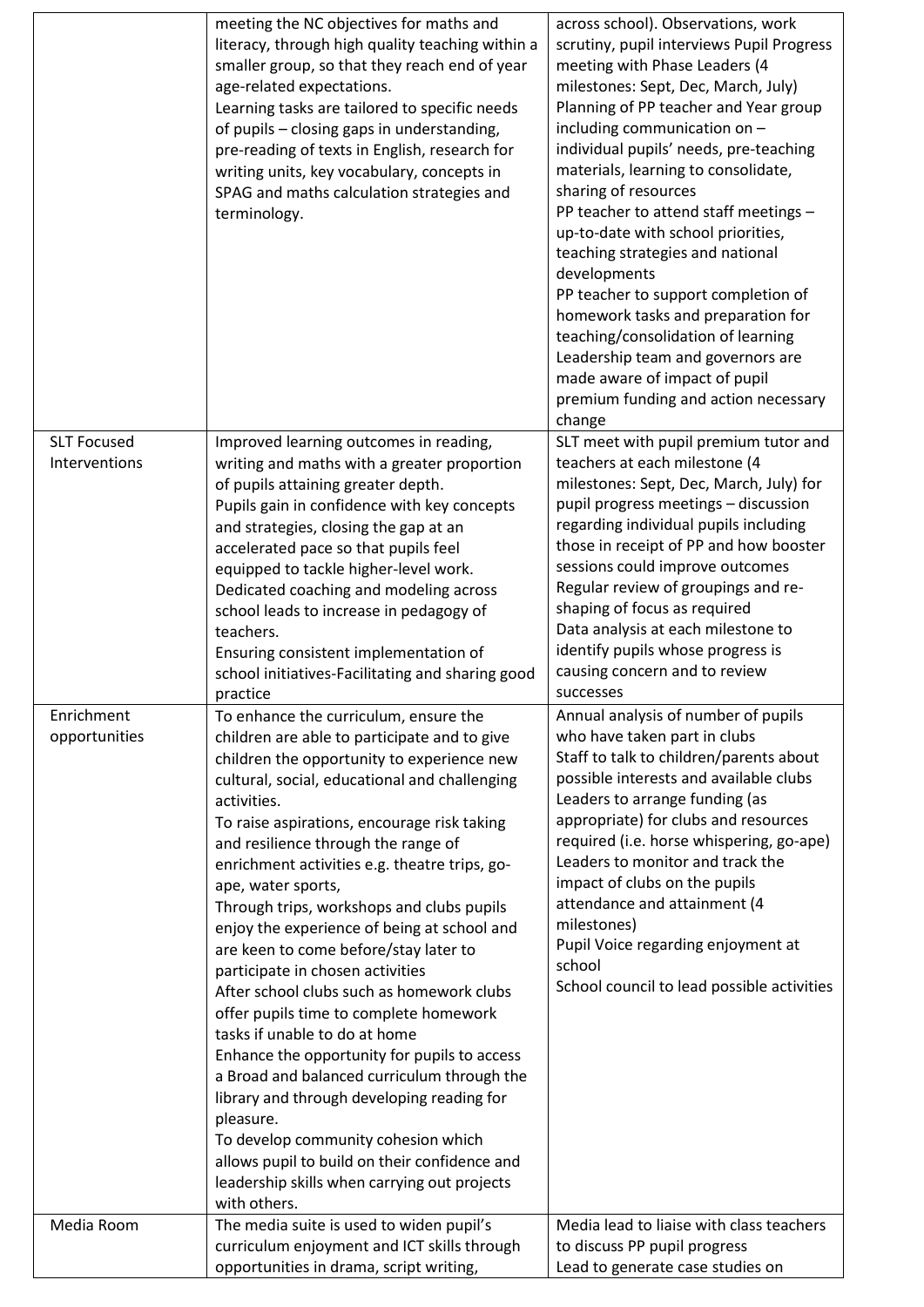| | | |
|---|---|---|
| | meeting the NC objectives for maths and literacy, through high quality teaching within a smaller group, so that they reach end of year age-related expectations.<br>Learning tasks are tailored to specific needs of pupils – closing gaps in understanding, pre-reading of texts in English, research for writing units, key vocabulary, concepts in SPAG and maths calculation strategies and terminology. | across school). Observations, work scrutiny, pupil interviews Pupil Progress meeting with Phase Leaders (4 milestones: Sept, Dec, March, July)<br>Planning of PP teacher and Year group including communication on – individual pupils' needs, pre-teaching materials, learning to consolidate, sharing of resources<br>PP teacher to attend staff meetings – up-to-date with school priorities, teaching strategies and national developments<br>PP teacher to support completion of homework tasks and preparation for teaching/consolidation of learning<br>Leadership team and governors are made aware of impact of pupil premium funding and action necessary change |
| SLT Focused Interventions | Improved learning outcomes in reading, writing and maths with a greater proportion of pupils attaining greater depth.<br>Pupils gain in confidence with key concepts and strategies, closing the gap at an accelerated pace so that pupils feel equipped to tackle higher-level work.<br>Dedicated coaching and modeling across school leads to increase in pedagogy of teachers.<br>Ensuring consistent implementation of school initiatives-Facilitating and sharing good practice | SLT meet with pupil premium tutor and teachers at each milestone (4 milestones: Sept, Dec, March, July) for pupil progress meetings – discussion regarding individual pupils including those in receipt of PP and how booster sessions could improve outcomes<br>Regular review of groupings and re-shaping of focus as required<br>Data analysis at each milestone to identify pupils whose progress is causing concern and to review successes |
| Enrichment opportunities | To enhance the curriculum, ensure the children are able to participate and to give children the opportunity to experience new cultural, social, educational and challenging activities.<br>To raise aspirations, encourage risk taking and resilience through the range of enrichment activities e.g. theatre trips, go-ape, water sports,<br>Through trips, workshops and clubs pupils enjoy the experience of being at school and are keen to come before/stay later to participate in chosen activities<br>After school clubs such as homework clubs offer pupils time to complete homework tasks if unable to do at home<br>Enhance the opportunity for pupils to access a Broad and balanced curriculum through the library and through developing reading for pleasure.<br>To develop community cohesion which allows pupil to build on their confidence and leadership skills when carrying out projects with others. | Annual analysis of number of pupils who have taken part in clubs<br>Staff to talk to children/parents about possible interests and available clubs<br>Leaders to arrange funding (as appropriate) for clubs and resources required (i.e. horse whispering, go-ape)<br>Leaders to monitor and track the impact of clubs on the pupils attendance and attainment (4 milestones)<br>Pupil Voice regarding enjoyment at school<br>School council to lead possible activities |
| Media Room | The media suite is used to widen pupil's curriculum enjoyment and ICT skills through opportunities in drama, script writing, | Media lead to liaise with class teachers to discuss PP pupil progress<br>Lead to generate case studies on |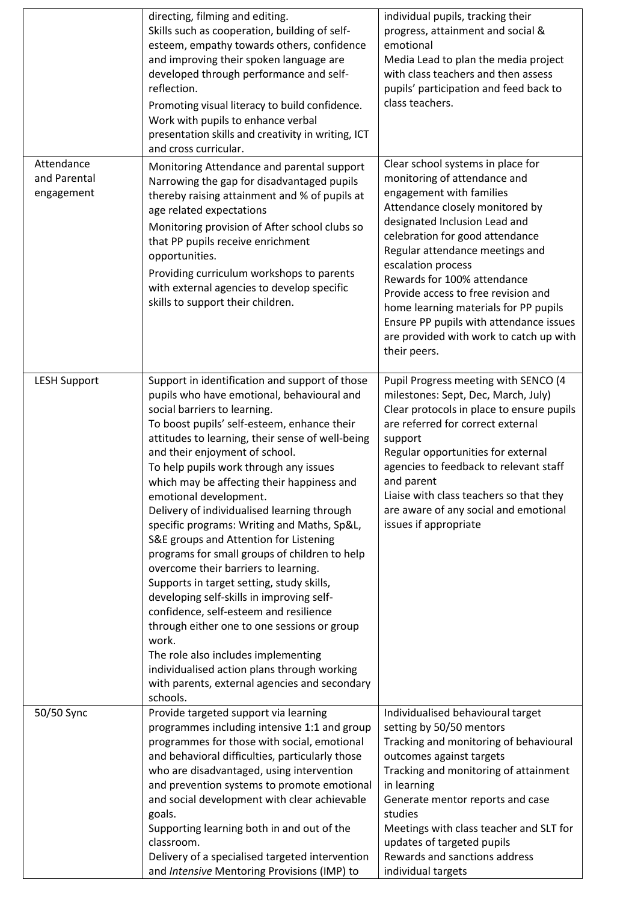| | | |
|---|---|---|
| | directing, filming and editing.<br>Skills such as cooperation, building of self-esteem, empathy towards others, confidence and improving their spoken language are developed through performance and self-reflection.<br>Promoting visual literacy to build confidence.<br>Work with pupils to enhance verbal presentation skills and creativity in writing, ICT and cross curricular. | individual pupils, tracking their progress, attainment and social & emotional<br>Media Lead to plan the media project with class teachers and then assess pupils' participation and feed back to class teachers. |
| Attendance and Parental engagement | Monitoring Attendance and parental support<br>Narrowing the gap for disadvantaged pupils thereby raising attainment and % of pupils at age related expectations<br>Monitoring provision of After school clubs so that PP pupils receive enrichment opportunities.<br>Providing curriculum workshops to parents with external agencies to develop specific skills to support their children. | Clear school systems in place for monitoring of attendance and engagement with families<br>Attendance closely monitored by designated Inclusion Lead and celebration for good attendance<br>Regular attendance meetings and escalation process<br>Rewards for 100% attendance<br>Provide access to free revision and home learning materials for PP pupils<br>Ensure PP pupils with attendance issues are provided with work to catch up with their peers. |
| LESH Support | Support in identification and support of those pupils who have emotional, behavioural and social barriers to learning.<br>To boost pupils' self-esteem, enhance their attitudes to learning, their sense of well-being and their enjoyment of school.<br>To help pupils work through any issues which may be affecting their happiness and emotional development.<br>Delivery of individualised learning through specific programs: Writing and Maths, Sp&L, S&E groups and Attention for Listening programs for small groups of children to help overcome their barriers to learning.<br>Supports in target setting, study skills, developing self-skills in improving self-confidence, self-esteem and resilience through either one to one sessions or group work.<br>The role also includes implementing individualised action plans through working with parents, external agencies and secondary schools. | Pupil Progress meeting with SENCO (4 milestones: Sept, Dec, March, July)<br>Clear protocols in place to ensure pupils are referred for correct external support<br>Regular opportunities for external agencies to feedback to relevant staff and parent<br>Liaise with class teachers so that they are aware of any social and emotional issues if appropriate |
| 50/50 Sync | Provide targeted support via learning programmes including intensive 1:1 and group programmes for those with social, emotional and behavioral difficulties, particularly those who are disadvantaged, using intervention and prevention systems to promote emotional and social development with clear achievable goals.<br>Supporting learning both in and out of the classroom.<br>Delivery of a specialised targeted intervention and *Intensive* Mentoring Provisions (IMP) to | Individualised behavioural target setting by 50/50 mentors<br>Tracking and monitoring of behavioural outcomes against targets<br>Tracking and monitoring of attainment in learning<br>Generate mentor reports and case studies<br>Meetings with class teacher and SLT for updates of targeted pupils<br>Rewards and sanctions address individual targets |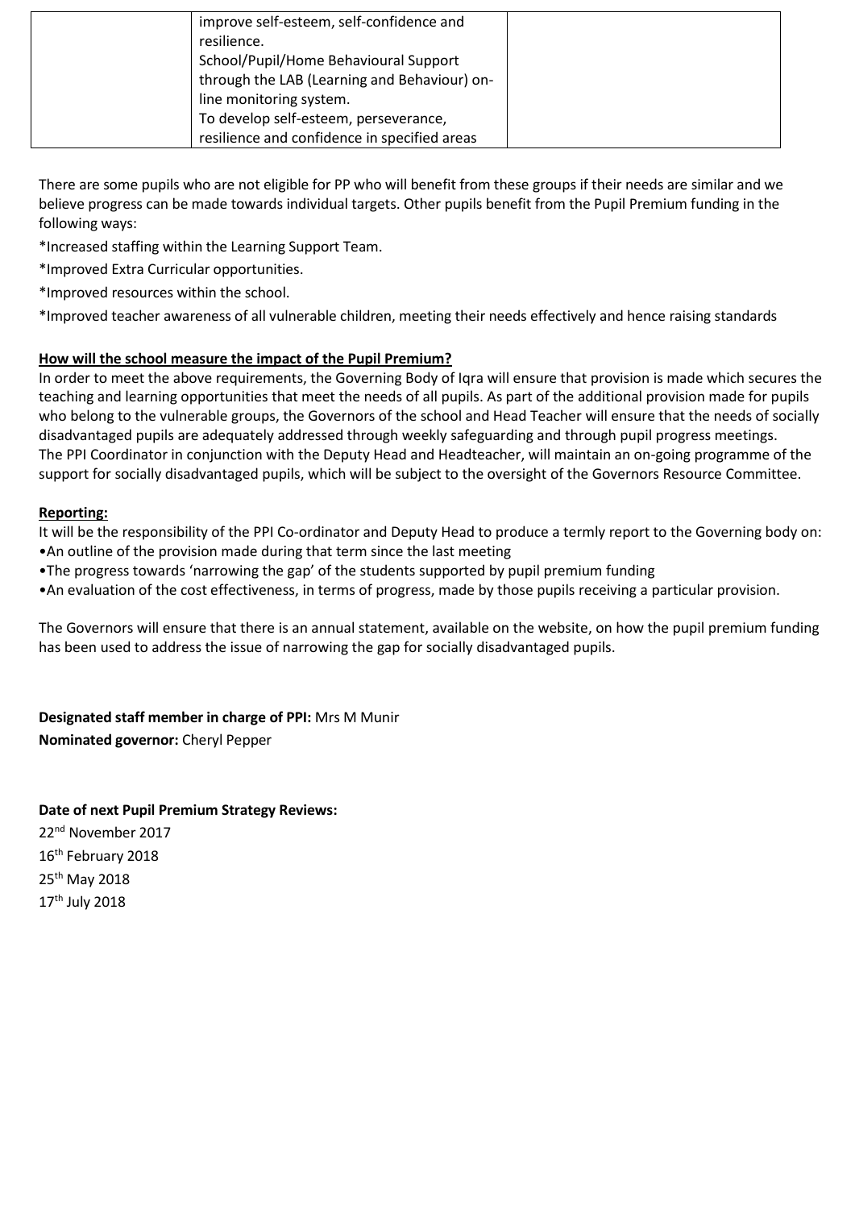| | | |
|---|---|---|
| | improve self-esteem, self-confidence and resilience.<br>School/Pupil/Home Behavioural Support through the LAB (Learning and Behaviour) on-line monitoring system.<br>To develop self-esteem, perseverance, resilience and confidence in specified areas | |

There are some pupils who are not eligible for PP who will benefit from these groups if their needs are similar and we believe progress can be made towards individual targets. Other pupils benefit from the Pupil Premium funding in the following ways:

*Increased staffing within the Learning Support Team.

*Improved Extra Curricular opportunities.

*Improved resources within the school.

*Improved teacher awareness of all vulnerable children, meeting their needs effectively and hence raising standards

**How will the school measure the impact of the Pupil Premium?**

In order to meet the above requirements, the Governing Body of Iqra will ensure that provision is made which secures the teaching and learning opportunities that meet the needs of all pupils. As part of the additional provision made for pupils who belong to the vulnerable groups, the Governors of the school and Head Teacher will ensure that the needs of socially disadvantaged pupils are adequately addressed through weekly safeguarding and through pupil progress meetings.
The PPI Coordinator in conjunction with the Deputy Head and Headteacher, will maintain an on-going programme of the support for socially disadvantaged pupils, which will be subject to the oversight of the Governors Resource Committee.

**Reporting:**

It will be the responsibility of the PPI Co-ordinator and Deputy Head to produce a termly report to the Governing body on:

- An outline of the provision made during that term since the last meeting
- The progress towards 'narrowing the gap' of the students supported by pupil premium funding
- An evaluation of the cost effectiveness, in terms of progress, made by those pupils receiving a particular provision.

The Governors will ensure that there is an annual statement, available on the website, on how the pupil premium funding has been used to address the issue of narrowing the gap for socially disadvantaged pupils.

**Designated staff member in charge of PPI:** Mrs M Munir
**Nominated governor:** Cheryl Pepper

**Date of next Pupil Premium Strategy Reviews:**

22nd November 2017
16th February 2018
25th May 2018
17th July 2018